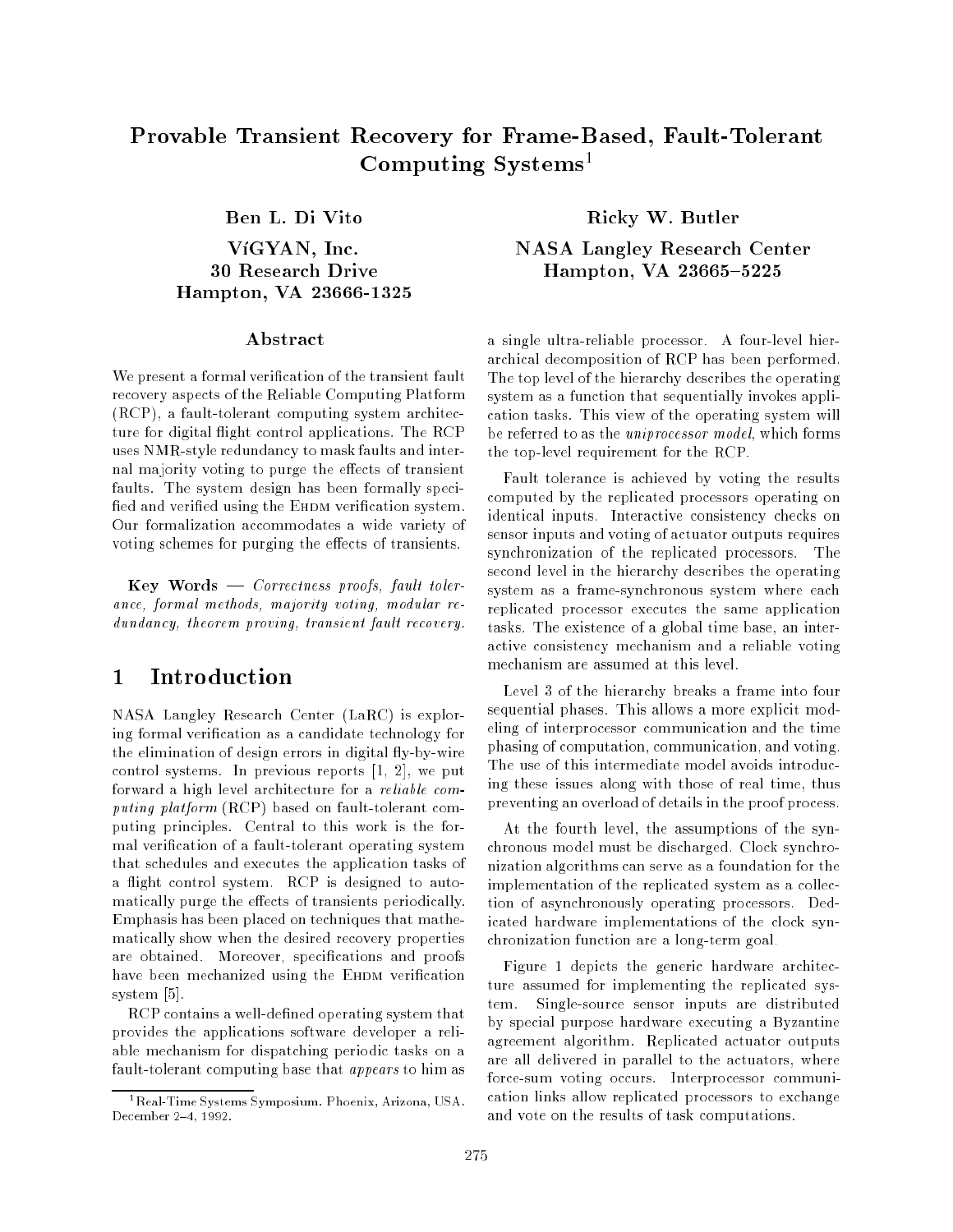# Provable Transient Recovery for Frame-Based, Fault-Tolerant Computing Systems[1]

**Ben L. Di Vito**

**ViGYAN, Inc.**
**30 Research Drive**
**Hampton, VA 23666-1325**

**Ricky W. Butler**

**NASA Langley Research Center**
**Hampton, VA 23665–5225**

## Abstract

We present a formal verification of the transient fault recovery aspects of the Reliable Computing Platform (RCP), a fault-tolerant computing system architecture for digital flight control applications. The RCP uses NMR-style redundancy to mask faults and internal majority voting to purge the effects of transient faults. The system design has been formally specified and verified using the EHDM verification system. Our formalization accommodates a wide variety of voting schemes for purging the effects of transients.

**Key Words** — *Correctness proofs, fault tolerance, formal methods, majority voting, modular redundancy, theorem proving, transient fault recovery.*

## 1 Introduction

NASA Langley Research Center (LaRC) is exploring formal verification as a candidate technology for the elimination of design errors in digital fly-by-wire control systems. In previous reports [1, 2], we put forward a high level architecture for a *reliable computing platform* (RCP) based on fault-tolerant computing principles. Central to this work is the formal verification of a fault-tolerant operating system that schedules and executes the application tasks of a flight control system. RCP is designed to automatically purge the effects of transients periodically. Emphasis has been placed on techniques that mathematically show when the desired recovery properties are obtained. Moreover, specifications and proofs have been mechanized using the EHDM verification system [5].

RCP contains a well-defined operating system that provides the applications software developer a reliable mechanism for dispatching periodic tasks on a fault-tolerant computing base that *appears* to him as a single ultra-reliable processor. A four-level hierarchical decomposition of RCP has been performed. The top level of the hierarchy describes the operating system as a function that sequentially invokes application tasks. This view of the operating system will be referred to as the *uniprocessor model*, which forms the top-level requirement for the RCP.

Fault tolerance is achieved by voting the results computed by the replicated processors operating on identical inputs. Interactive consistency checks on sensor inputs and voting of actuator outputs requires synchronization of the replicated processors. The second level in the hierarchy describes the operating system as a frame-synchronous system where each replicated processor executes the same application tasks. The existence of a global time base, an interactive consistency mechanism and a reliable voting mechanism are assumed at this level.

Level 3 of the hierarchy breaks a frame into four sequential phases. This allows a more explicit modeling of interprocessor communication and the time phasing of computation, communication, and voting. The use of this intermediate model avoids introducing these issues along with those of real time, thus preventing an overload of details in the proof process.

At the fourth level, the assumptions of the synchronous model must be discharged. Clock synchronization algorithms can serve as a foundation for the implementation of the replicated system as a collection of asynchronously operating processors. Dedicated hardware implementations of the clock synchronization function are a long-term goal.

Figure 1 depicts the generic hardware architecture assumed for implementing the replicated system. Single-source sensor inputs are distributed by special purpose hardware executing a Byzantine agreement algorithm. Replicated actuator outputs are all delivered in parallel to the actuators, where force-sum voting occurs. Interprocessor communication links allow replicated processors to exchange and vote on the results of task computations.

[1] Real-Time Systems Symposium. Phoenix, Arizona, USA. December 2–4, 1992.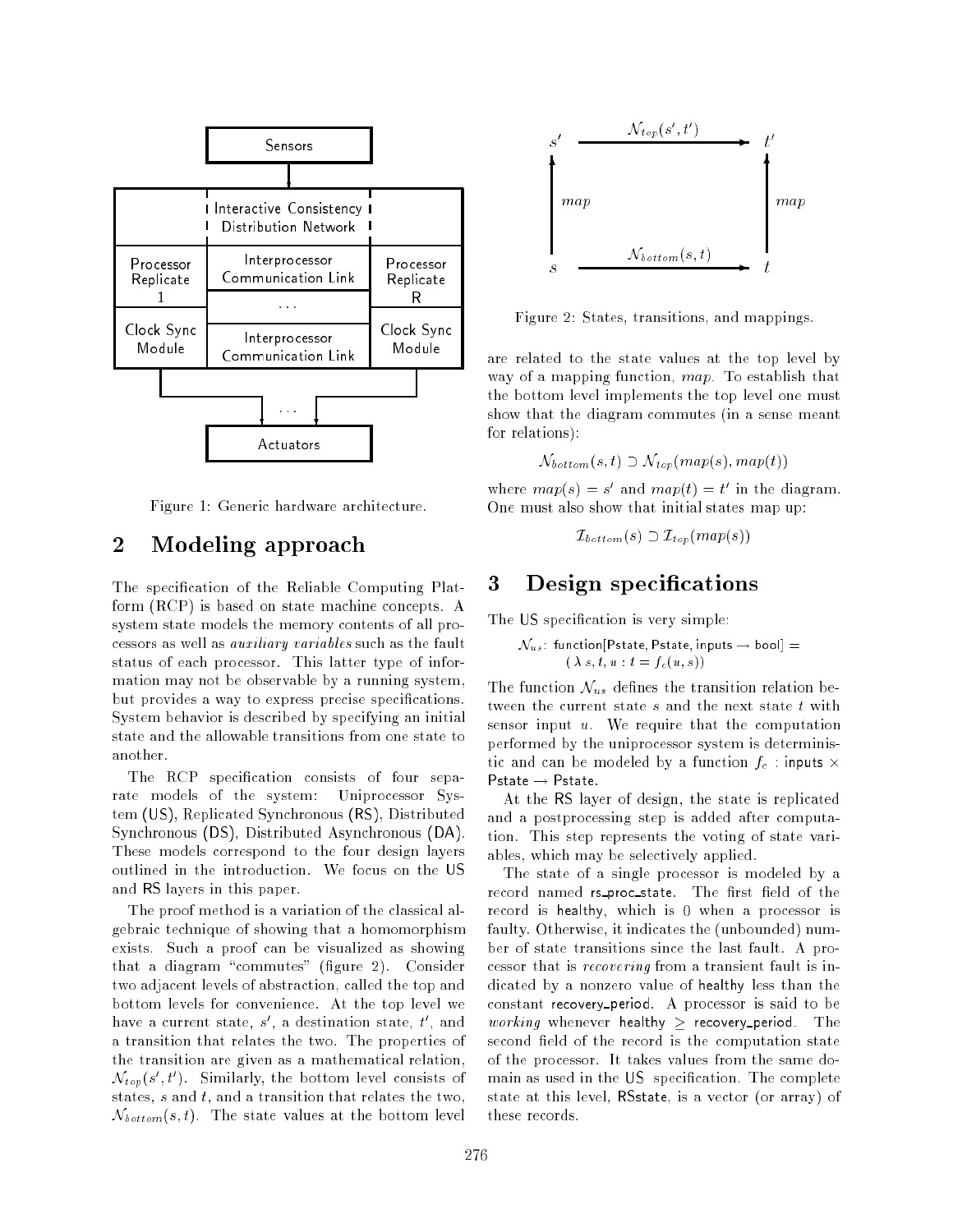Figure 1: Generic hardware architecture.

## 2 Modeling approach

The specification of the Reliable Computing Platform (RCP) is based on state machine concepts. A system state models the memory contents of all processors as well as *auxiliary variables* such as the fault status of each processor. This latter type of information may not be observable by a running system, but provides a way to express precise specifications. System behavior is described by specifying an initial state and the allowable transitions from one state to another.

The RCP specification consists of four separate models of the system: Uniprocessor System (US), Replicated Synchronous (RS), Distributed Synchronous (DS), Distributed Asynchronous (DA). These models correspond to the four design layers outlined in the introduction. We focus on the US and RS layers in this paper.

The proof method is a variation of the classical algebraic technique of showing that a homomorphism exists. Such a proof can be visualized as showing that a diagram "commutes" (figure 2). Consider two adjacent levels of abstraction, called the top and bottom levels for convenience. At the top level we have a current state, $s'$, a destination state, $t'$, and a transition that relates the two. The properties of the transition are given as a mathematical relation, $\mathcal{N}_{top}(s', t')$. Similarly, the bottom level consists of states, $s$ and $t$, and a transition that relates the two, $\mathcal{N}_{bottom}(s, t)$. The state values at the bottom level are related to the state values at the top level by way of a mapping function, *map*. To establish that the bottom level implements the top level one must show that the diagram commutes (in a sense meant for relations):

$$\mathcal{N}_{bottom}(s, t) \supset \mathcal{N}_{top}(map(s), map(t))$$

where $map(s) = s'$ and $map(t) = t'$ in the diagram. One must also show that initial states map up:

$$\mathcal{I}_{bottom}(s) \supset \mathcal{I}_{top}(map(s))$$

Figure 2: States, transitions, and mappings.

## 3 Design specifications

The US specification is very simple:

$\mathcal{N}_{us}$: function[Pstate, Pstate, inputs → bool] =
    ( $\lambda$ $s, t, u$ : $t = f_c(u, s)$)

The function $\mathcal{N}_{us}$ defines the transition relation between the current state $s$ and the next state $t$ with sensor input $u$. We require that the computation performed by the uniprocessor system is deterministic and can be modeled by a function $f_c$ : inputs $\times$ Pstate → Pstate.

At the RS layer of design, the state is replicated and a postprocessing step is added after computation. This step represents the voting of state variables, which may be selectively applied.

The state of a single processor is modeled by a record named rs_proc_state. The first field of the record is healthy, which is 0 when a processor is faulty. Otherwise, it indicates the (unbounded) number of state transitions since the last fault. A processor that is *recovering* from a transient fault is indicated by a nonzero value of healthy less than the constant recovery_period. A processor is said to be *working* whenever healthy $\geq$ recovery_period. The second field of the record is the computation state of the processor. It takes values from the same domain as used in the US specification. The complete state at this level, RSstate, is a vector (or array) of these records.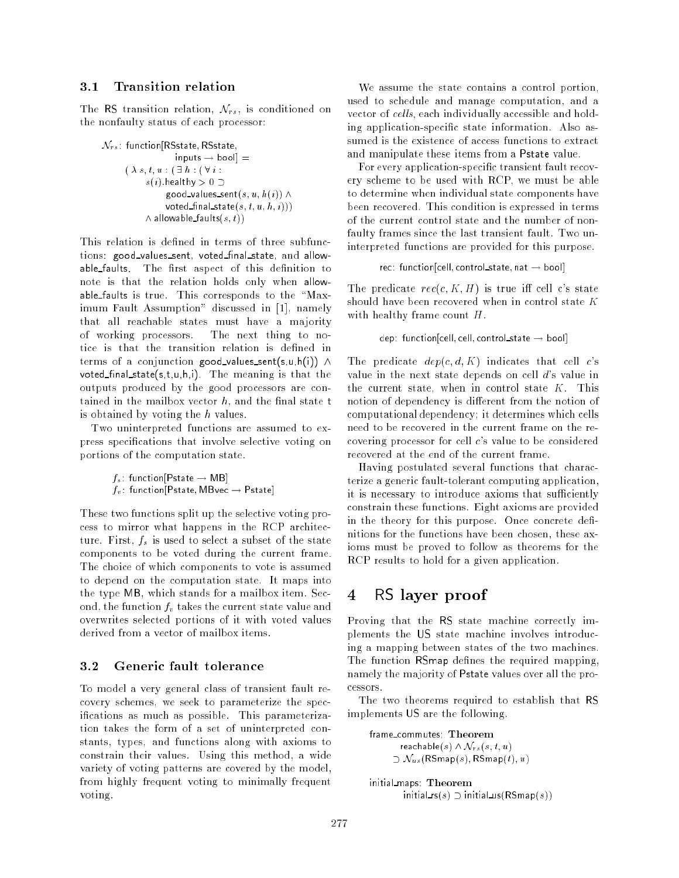### 3.1 Transition relation

The RS transition relation, $\mathcal{N}_{rs}$, is conditioned on the nonfaulty status of each processor:

```
N_rs: function[RSstate, RSstate,
                inputs → bool] =
    ( λ s, t, u : ( ∃ h : ( ∀ i :
        s(i).healthy > 0 ⊃
            good_values_sent(s, u, h(i)) ∧
            voted_final_state(s, t, u, h, i)))
        ∧ allowable_faults(s, t))
```

This relation is defined in terms of three subfunctions: good_values_sent, voted_final_state, and allowable_faults. The first aspect of this definition to note is that the relation holds only when allowable_faults is true. This corresponds to the "Maximum Fault Assumption" discussed in [1], namely that all reachable states must have a majority of working processors. The next thing to notice is that the transition relation is defined in terms of a conjunction good_values_sent(s,u,h(i)) ∧ voted_final_state(s,t,u,h,i). The meaning is that the outputs produced by the good processors are contained in the mailbox vector $h$, and the final state t is obtained by voting the $h$ values.

Two uninterpreted functions are assumed to express specifications that involve selective voting on portions of the computation state.

```
f_s: function[Pstate → MB]
f_v: function[Pstate, MBvec → Pstate]
```

These two functions split up the selective voting process to mirror what happens in the RCP architecture. First, $f_s$ is used to select a subset of the state components to be voted during the current frame. The choice of which components to vote is assumed to depend on the computation state. It maps into the type MB, which stands for a mailbox item. Second, the function $f_v$ takes the current state value and overwrites selected portions of it with voted values derived from a vector of mailbox items.

### 3.2 Generic fault tolerance

To model a very general class of transient fault recovery schemes, we seek to parameterize the specifications as much as possible. This parameterization takes the form of a set of uninterpreted constants, types, and functions along with axioms to constrain their values. Using this method, a wide variety of voting patterns are covered by the model, from highly frequent voting to minimally frequent voting.

We assume the state contains a control portion, used to schedule and manage computation, and a vector of *cells*, each individually accessible and holding application-specific state information. Also assumed is the existence of access functions to extract and manipulate these items from a Pstate value.

For every application-specific transient fault recovery scheme to be used with RCP, we must be able to determine when individual state components have been recovered. This condition is expressed in terms of the current control state and the number of nonfaulty frames since the last transient fault. Two uninterpreted functions are provided for this purpose.

```
rec: function[cell, control_state, nat → bool]
```

The predicate $rec(c, K, H)$ is true iff cell $c$'s state should have been recovered when in control state $K$ with healthy frame count $H$.

```
dep: function[cell, cell, control_state → bool]
```

The predicate $dep(c, d, K)$ indicates that cell $c$'s value in the next state depends on cell $d$'s value in the current state, when in control state $K$. This notion of dependency is different from the notion of computational dependency; it determines which cells need to be recovered in the current frame on the recovering processor for cell $c$'s value to be considered recovered at the end of the current frame.

Having postulated several functions that characterize a generic fault-tolerant computing application, it is necessary to introduce axioms that sufficiently constrain these functions. Eight axioms are provided in the theory for this purpose. Once concrete definitions for the functions have been chosen, these axioms must be proved to follow as theorems for the RCP results to hold for a given application.

## 4 RS layer proof

Proving that the RS state machine correctly implements the US state machine involves introducing a mapping between states of the two machines. The function RSmap defines the required mapping, namely the majority of Pstate values over all the processors.

The two theorems required to establish that RS implements US are the following.

```
frame_commutes: Theorem
    reachable(s) ∧ N_rs(s, t, u)
    ⊃ N_us(RSmap(s), RSmap(t), u)

initial_maps: Theorem
    initial_rs(s) ⊃ initial_us(RSmap(s))
```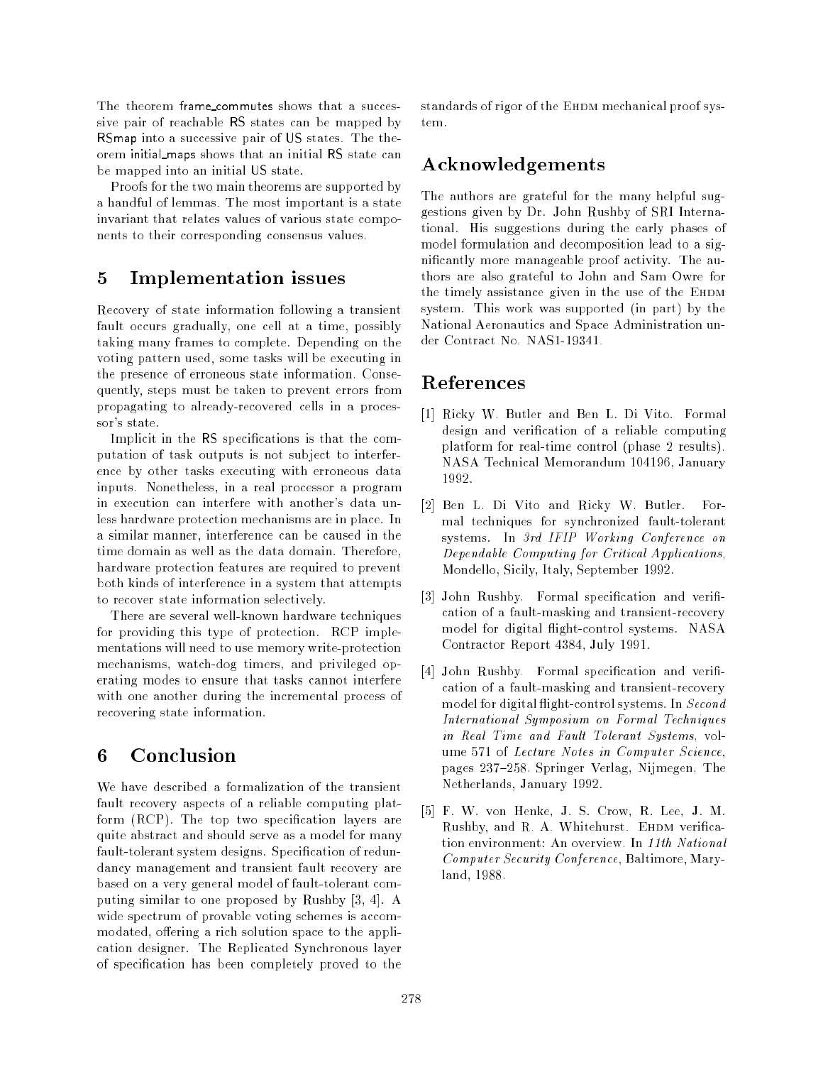The theorem frame_commutes shows that a successive pair of reachable RS states can be mapped by RSmap into a successive pair of US states. The theorem initial_maps shows that an initial RS state can be mapped into an initial US state.

Proofs for the two main theorems are supported by a handful of lemmas. The most important is a state invariant that relates values of various state components to their corresponding consensus values.

## 5 Implementation issues

Recovery of state information following a transient fault occurs gradually, one cell at a time, possibly taking many frames to complete. Depending on the voting pattern used, some tasks will be executing in the presence of erroneous state information. Consequently, steps must be taken to prevent errors from propagating to already-recovered cells in a processor's state.

Implicit in the RS specifications is that the computation of task outputs is not subject to interference by other tasks executing with erroneous data inputs. Nonetheless, in a real processor a program in execution can interfere with another's data unless hardware protection mechanisms are in place. In a similar manner, interference can be caused in the time domain as well as the data domain. Therefore, hardware protection features are required to prevent both kinds of interference in a system that attempts to recover state information selectively.

There are several well-known hardware techniques for providing this type of protection. RCP implementations will need to use memory write-protection mechanisms, watch-dog timers, and privileged operating modes to ensure that tasks cannot interfere with one another during the incremental process of recovering state information.

## 6 Conclusion

We have described a formalization of the transient fault recovery aspects of a reliable computing platform (RCP). The top two specification layers are quite abstract and should serve as a model for many fault-tolerant system designs. Specification of redundancy management and transient fault recovery are based on a very general model of fault-tolerant computing similar to one proposed by Rushby [3, 4]. A wide spectrum of provable voting schemes is accommodated, offering a rich solution space to the application designer. The Replicated Synchronous layer of specification has been completely proved to the standards of rigor of the EHDM mechanical proof system.

## Acknowledgements

The authors are grateful for the many helpful suggestions given by Dr. John Rushby of SRI International. His suggestions during the early phases of model formulation and decomposition lead to a significantly more manageable proof activity. The authors are also grateful to John and Sam Owre for the timely assistance given in the use of the EHDM system. This work was supported (in part) by the National Aeronautics and Space Administration under Contract No. NAS1-19341.

## References

[1] Ricky W. Butler and Ben L. Di Vito. Formal design and verification of a reliable computing platform for real-time control (phase 2 results). NASA Technical Memorandum 104196, January 1992.

[2] Ben L. Di Vito and Ricky W. Butler. Formal techniques for synchronized fault-tolerant systems. In *3rd IFIP Working Conference on Dependable Computing for Critical Applications*, Mondello, Sicily, Italy, September 1992.

[3] John Rushby. Formal specification and verification of a fault-masking and transient-recovery model for digital flight-control systems. NASA Contractor Report 4384, July 1991.

[4] John Rushby. Formal specification and verification of a fault-masking and transient-recovery model for digital flight-control systems. In *Second International Symposium on Formal Techniques in Real Time and Fault Tolerant Systems*, volume 571 of *Lecture Notes in Computer Science*, pages 237–258. Springer Verlag, Nijmegen, The Netherlands, January 1992.

[5] F. W. von Henke, J. S. Crow, R. Lee, J. M. Rushby, and R. A. Whitehurst. EHDM verification environment: An overview. In *11th National Computer Security Conference*, Baltimore, Maryland, 1988.